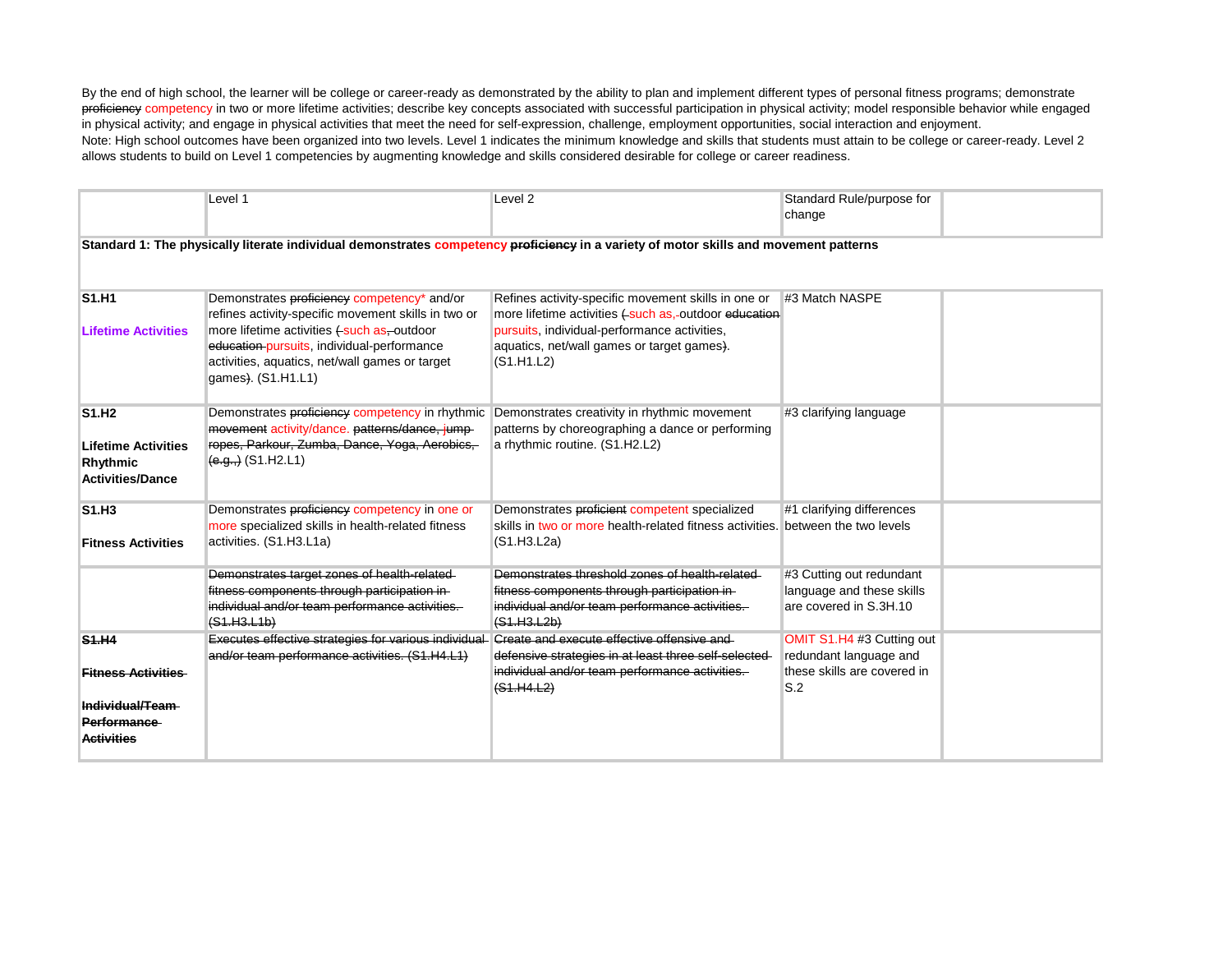By the end of high school, the learner will be college or career-ready as demonstrated by the ability to plan and implement different types of personal fitness programs; demonstrate ~~proficiency~~ competency in two or more lifetime activities; describe key concepts associated with successful participation in physical activity; model responsible behavior while engaged in physical activity; and engage in physical activities that meet the need for self-expression, challenge, employment opportunities, social interaction and enjoyment.
Note: High school outcomes have been organized into two levels. Level 1 indicates the minimum knowledge and skills that students must attain to be college or career-ready. Level 2 allows students to build on Level 1 competencies by augmenting knowledge and skills considered desirable for college or career readiness.

| | Level 1 | Level 2 | Standard Rule/purpose for change | |
|---|---|---|---|---|
| **Standard 1: The physically literate individual demonstrates competency ~~proficiency~~ in a variety of motor skills and movement patterns** | | | | |
| **S1.H1**<br><br>**Lifetime Activities** | Demonstrates ~~proficiency~~ competency* and/or refines activity-specific movement skills in two or more lifetime activities ~~(~~such as~~,~~ outdoor ~~education~~ pursuits, individual-performance activities, aquatics, net/wall games or target games~~)~~. (S1.H1.L1) | Refines activity-specific movement skills in one or more lifetime activities ~~(~~such as, outdoor ~~education~~ pursuits, individual-performance activities, aquatics, net/wall games or target games~~)~~. (S1.H1.L2) | #3 Match NASPE | |
| **S1.H2**<br><br>**Lifetime Activities Rhythmic Activities/Dance** | Demonstrates ~~proficiency~~ competency in rhythmic ~~movement~~ activity/dance. ~~patterns/dance, jump-ropes, Parkour, Zumba, Dance, Yoga, Aerobics, (e.g.,)~~ (S1.H2.L1) | Demonstrates creativity in rhythmic movement patterns by choreographing a dance or performing a rhythmic routine. (S1.H2.L2) | #3 clarifying language | |
| **S1.H3**<br><br>**Fitness Activities** | Demonstrates ~~proficiency~~ competency in one or more specialized skills in health-related fitness activities. (S1.H3.L1a) | Demonstrates ~~proficient~~ competent specialized skills in two or more health-related fitness activities. (S1.H3.L2a) | #1 clarifying differences between the two levels | |
| | ~~Demonstrates target zones of health-related fitness components through participation in individual and/or team performance activities. (S1.H3.L1b)~~ | ~~Demonstrates threshold zones of health-related fitness components through participation in individual and/or team performance activities. (S1.H3.L2b)~~ | #3 Cutting out redundant language and these skills are covered in S.3H.10 | |
| ~~**S1.H4**~~<br><br>~~**Fitness Activities**~~<br><br>~~**Individual/Team Performance Activities**~~ | ~~Executes effective strategies for various individual and/or team performance activities. (S1.H4.L1)~~ | ~~Create and execute effective offensive and defensive strategies in at least three self-selected individual and/or team performance activities. (S1.H4.L2)~~ | OMIT S1.H4 #3 Cutting out redundant language and these skills are covered in S.2 | |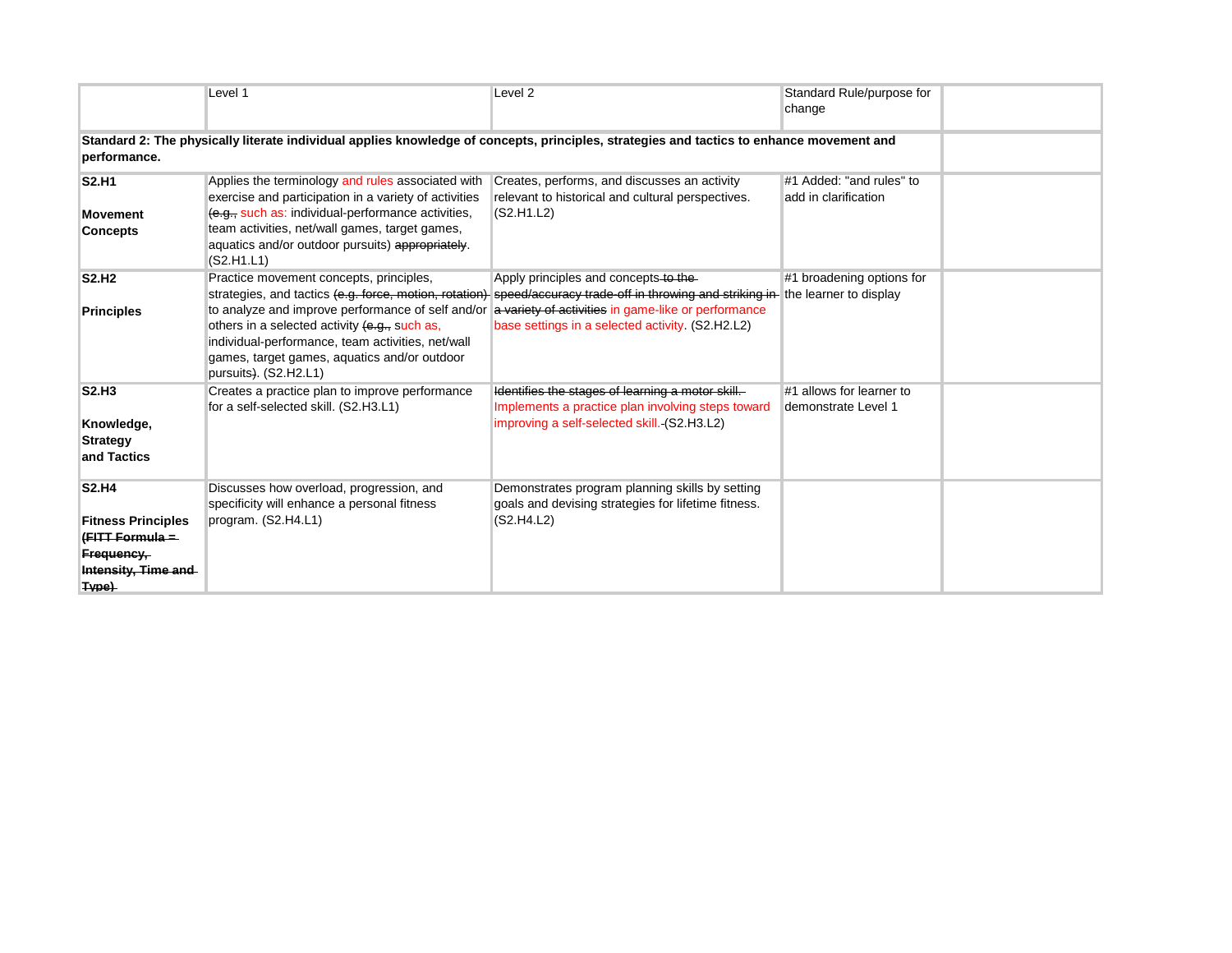| | Level 1 | Level 2 | Standard Rule/purpose for change | |
|---|---|---|---|---|
| **Standard 2: The physically literate individual applies knowledge of concepts, principles, strategies and tactics to enhance movement and performance.** | | | | |
| **S2.H1** **Movement Concepts** | Applies the terminology and rules associated with exercise and participation in a variety of activities ~~(e.g.,~~ such as: individual-performance activities, team activities, net/wall games, target games, aquatics and/or outdoor pursuits) ~~appropriately~~. (S2.H1.L1) | Creates, performs, and discusses an activity relevant to historical and cultural perspectives. (S2.H1.L2) | #1 Added: "and rules" to add in clarification | |
| **S2.H2** **Principles** | Practice movement concepts, principles, strategies, and tactics ~~(e.g. force, motion, rotation)~~ to analyze and improve performance of self and/or others in a selected activity ~~(e.g.,~~ such as, individual-performance, team activities, net/wall games, target games, aquatics and/or outdoor pursuits~~)~~. (S2.H2.L1) | Apply principles and concepts ~~to the speed/accuracy trade-off in throwing and striking in a variety of activities~~ in game-like or performance base settings in a selected activity. (S2.H2.L2) | #1 broadening options for the learner to display | |
| **S2.H3** **Knowledge, Strategy and Tactics** | Creates a practice plan to improve performance for a self-selected skill. (S2.H3.L1) | ~~Identifies the stages of learning a motor skill.~~ Implements a practice plan involving steps toward improving a self-selected skill. (S2.H3.L2) | #1 allows for learner to demonstrate Level 1 | |
| **S2.H4** **Fitness Principles** ~~**(FITT Formula = Frequency, Intensity, Time and Type)**~~ | Discusses how overload, progression, and specificity will enhance a personal fitness program. (S2.H4.L1) | Demonstrates program planning skills by setting goals and devising strategies for lifetime fitness. (S2.H4.L2) | | |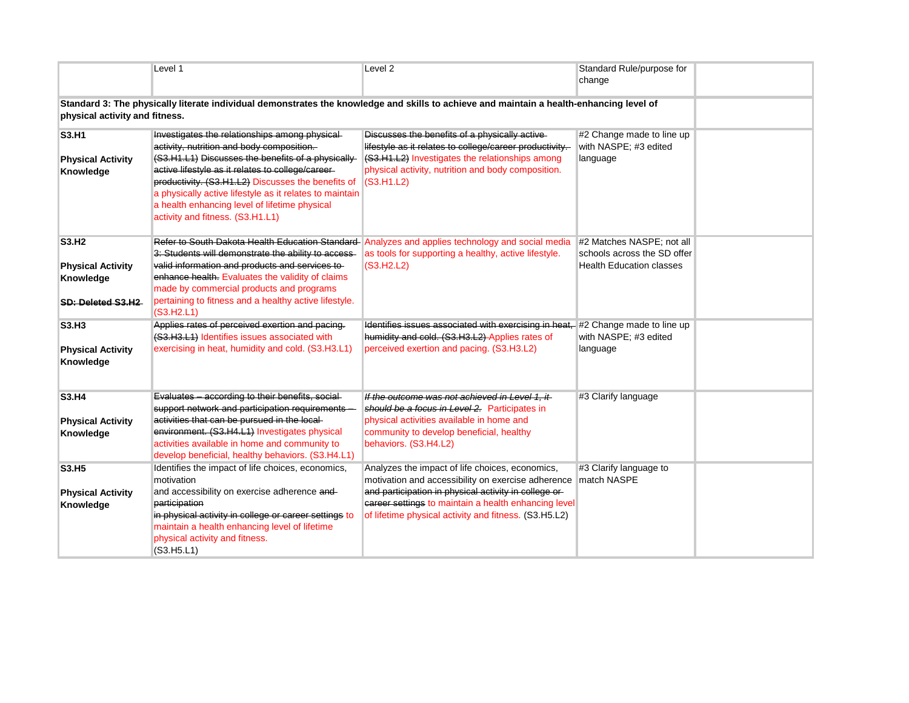| | Level 1 | Level 2 | Standard Rule/purpose for change | |
|---|---|---|---|---|
| **Standard 3: The physically literate individual demonstrates the knowledge and skills to achieve and maintain a health-enhancing level of physical activity and fitness.** | | | | |
| **S3.H1**<br><br>**Physical Activity Knowledge** | ~~Investigates the relationships among physical activity, nutrition and body composition. (S3.H1.L1)~~ ~~Discusses the benefits of a physically active lifestyle as it relates to college/career productivity. (S3.H1.L2)~~ Discusses the benefits of a physically active lifestyle as it relates to maintain a health enhancing level of lifetime physical activity and fitness. (S3.H1.L1) | ~~Discusses the benefits of a physically active lifestyle as it relates to college/career productivity. (S3.H1.L2)~~ Investigates the relationships among physical activity, nutrition and body composition. (S3.H1.L2) | #2 Change made to line up with NASPE; #3 edited language | |
| **S3.H2**<br><br>**Physical Activity Knowledge**<br><br>~~**SD: Deleted S3.H2**~~ | ~~Refer to South Dakota Health Education Standard 3: Students will demonstrate the ability to access valid information and products and services to enhance health.~~ Evaluates the validity of claims made by commercial products and programs pertaining to fitness and a healthy active lifestyle. (S3.H2.L1) | Analyzes and applies technology and social media as tools for supporting a healthy, active lifestyle. (S3.H2.L2) | #2 Matches NASPE; not all schools across the SD offer Health Education classes | |
| **S3.H3**<br><br>**Physical Activity Knowledge** | ~~Applies rates of perceived exertion and pacing. (S3.H3.L1)~~ Identifies issues associated with exercising in heat, humidity and cold. (S3.H3.L1) | ~~Identifies issues associated with exercising in heat, humidity and cold. (S3.H3.L2)~~ Applies rates of perceived exertion and pacing. (S3.H3.L2) | #2 Change made to line up with NASPE; #3 edited language | |
| **S3.H4**<br><br>**Physical Activity Knowledge** | ~~Evaluates – according to their benefits, social support network and participation requirements – activities that can be pursued in the local environment. (S3.H4.L1)~~ Investigates physical activities available in home and community to develop beneficial, healthy behaviors. (S3.H4.L1) | ~~*If the outcome was not achieved in Level 1, it should be a focus in Level 2.*~~ Participates in physical activities available in home and community to develop beneficial, healthy behaviors. (S3.H4.L2) | #3 Clarify language | |
| **S3.H5**<br><br>**Physical Activity Knowledge** | Identifies the impact of life choices, economics, motivation and accessibility on exercise adherence ~~and participation in physical activity in college or career settings~~ to maintain a health enhancing level of lifetime physical activity and fitness. (S3.H5.L1) | Analyzes the impact of life choices, economics, motivation and accessibility on exercise adherence ~~and participation in physical activity in college or career settings~~ to maintain a health enhancing level of lifetime physical activity and fitness. (S3.H5.L2) | #3 Clarify language to match NASPE | |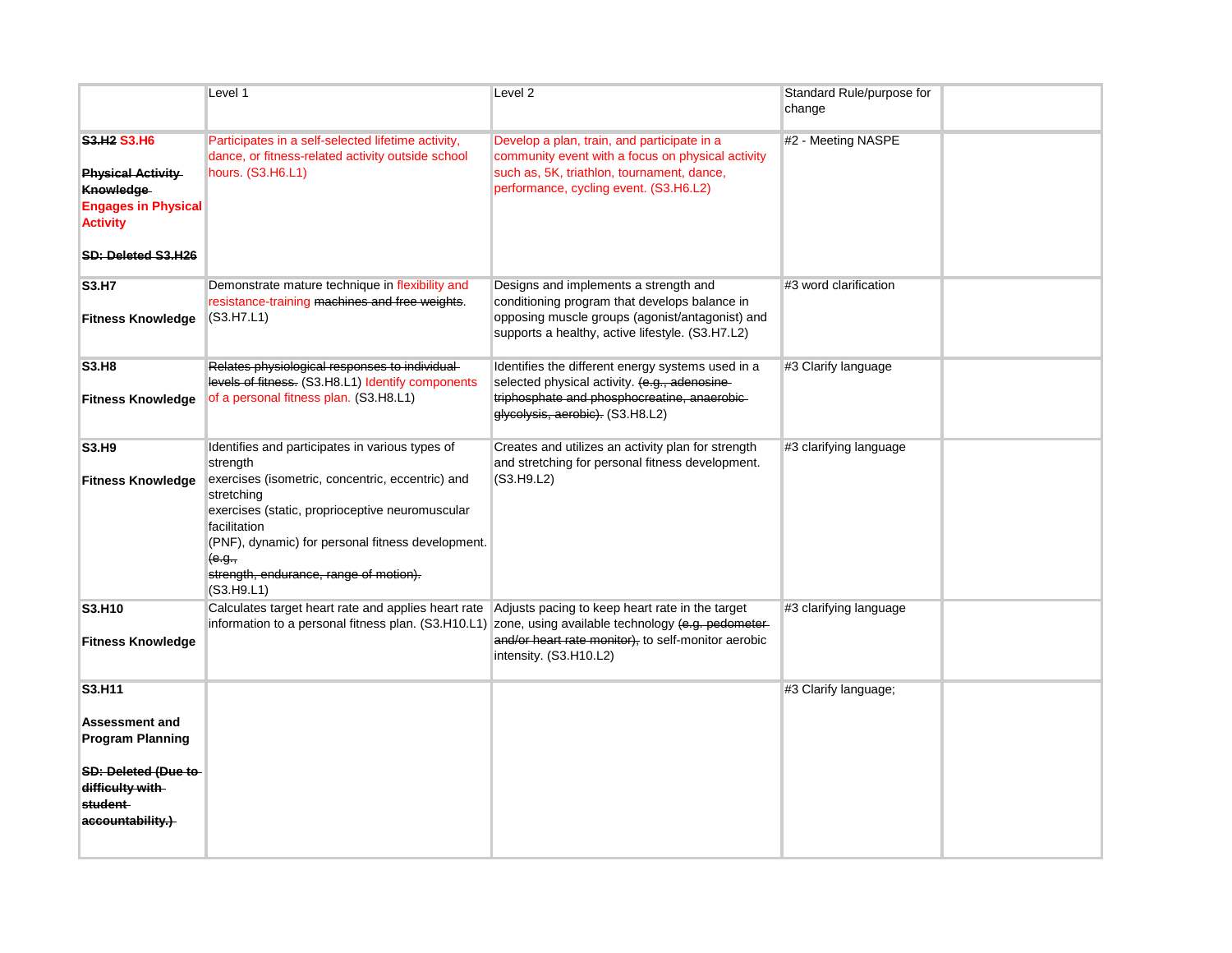| | Level 1 | Level 2 | Standard Rule/purpose for change | |
|---|---|---|---|---|
| ~~**S3.H2**~~ **S3.H6**<br><br>~~**Physical Activity Knowledge**~~ **Engages in Physical Activity**<br><br>~~**SD: Deleted S3.H26**~~ | Participates in a self-selected lifetime activity, dance, or fitness-related activity outside school hours. (S3.H6.L1) | Develop a plan, train, and participate in a community event with a focus on physical activity such as, 5K, triathlon, tournament, dance, performance, cycling event. (S3.H6.L2) | #2 - Meeting NASPE | |
| **S3.H7**<br><br>**Fitness Knowledge** | Demonstrate mature technique in flexibility and resistance-training ~~machines and free weights~~. (S3.H7.L1) | Designs and implements a strength and conditioning program that develops balance in opposing muscle groups (agonist/antagonist) and supports a healthy, active lifestyle. (S3.H7.L2) | #3 word clarification | |
| **S3.H8**<br><br>**Fitness Knowledge** | ~~Relates physiological responses to individual levels of fitness.~~ (S3.H8.L1) Identify components of a personal fitness plan. (S3.H8.L1) | Identifies the different energy systems used in a selected physical activity. ~~(e.g., adenosine triphosphate and phosphocreatine, anaerobic glycolysis, aerobic).~~ (S3.H8.L2) | #3 Clarify language | |
| **S3.H9**<br><br>**Fitness Knowledge** | Identifies and participates in various types of strength exercises (isometric, concentric, eccentric) and stretching exercises (static, proprioceptive neuromuscular facilitation (PNF), dynamic) for personal fitness development. ~~(e.g., strength, endurance, range of motion).~~ (S3.H9.L1) | Creates and utilizes an activity plan for strength and stretching for personal fitness development. (S3.H9.L2) | #3 clarifying language | |
| **S3.H10**<br><br>**Fitness Knowledge** | Calculates target heart rate and applies heart rate information to a personal fitness plan. (S3.H10.L1) | Adjusts pacing to keep heart rate in the target zone, using available technology ~~(e.g. pedometer and/or heart rate monitor),~~ to self-monitor aerobic intensity. (S3.H10.L2) | #3 clarifying language | |
| **S3.H11**<br><br>**Assessment and Program Planning**<br><br>~~**SD: Deleted (Due to difficulty with student accountability.)**~~ | | | #3 Clarify language; | |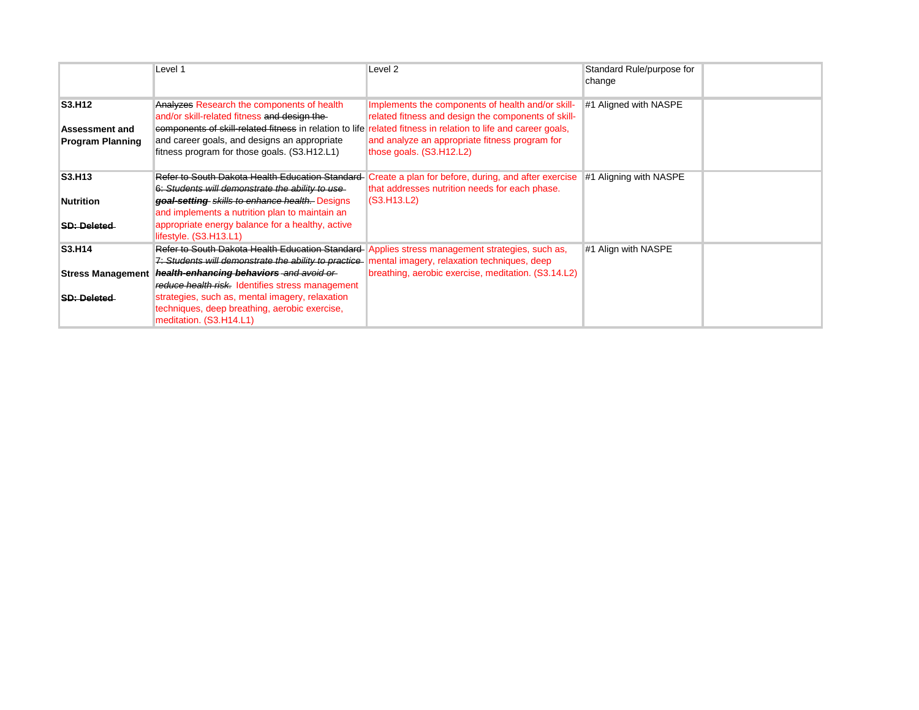| | Level 1 | Level 2 | Standard Rule/purpose for change | |
|---|---|---|---|---|
| **S3.H12**<br><br>**Assessment and Program Planning** | ~~Analyzes~~ Research the components of health and/or skill-related fitness ~~and design the components of skill-related fitness~~ in relation to life and career goals, and designs an appropriate fitness program for those goals. (S3.H12.L1) | Implements the components of health and/or skill-related fitness and design the components of skill-related fitness in relation to life and career goals, and analyze an appropriate fitness program for those goals. (S3.H12.L2) | #1 Aligned with NASPE | |
| **S3.H13**<br><br>**Nutrition**<br><br>~~**SD: Deleted**~~ | ~~Refer to South Dakota Health Education Standard 6: *Students will demonstrate the ability to use **goal-setting** skills to enhance health.*~~ Designs and implements a nutrition plan to maintain an appropriate energy balance for a healthy, active lifestyle. (S3.H13.L1) | Create a plan for before, during, and after exercise that addresses nutrition needs for each phase. (S3.H13.L2) | #1 Aligning with NASPE | |
| **S3.H14**<br><br>**Stress Management**<br><br>~~**SD: Deleted**~~ | ~~Refer to South Dakota Health Education Standard 7: *Students will demonstrate the ability to practice **health-enhancing behaviors** and avoid or reduce health risk.*~~ Identifies stress management strategies, such as, mental imagery, relaxation techniques, deep breathing, aerobic exercise, meditation. (S3.H14.L1) | Applies stress management strategies, such as, mental imagery, relaxation techniques, deep breathing, aerobic exercise, meditation. (S3.14.L2) | #1 Align with NASPE | |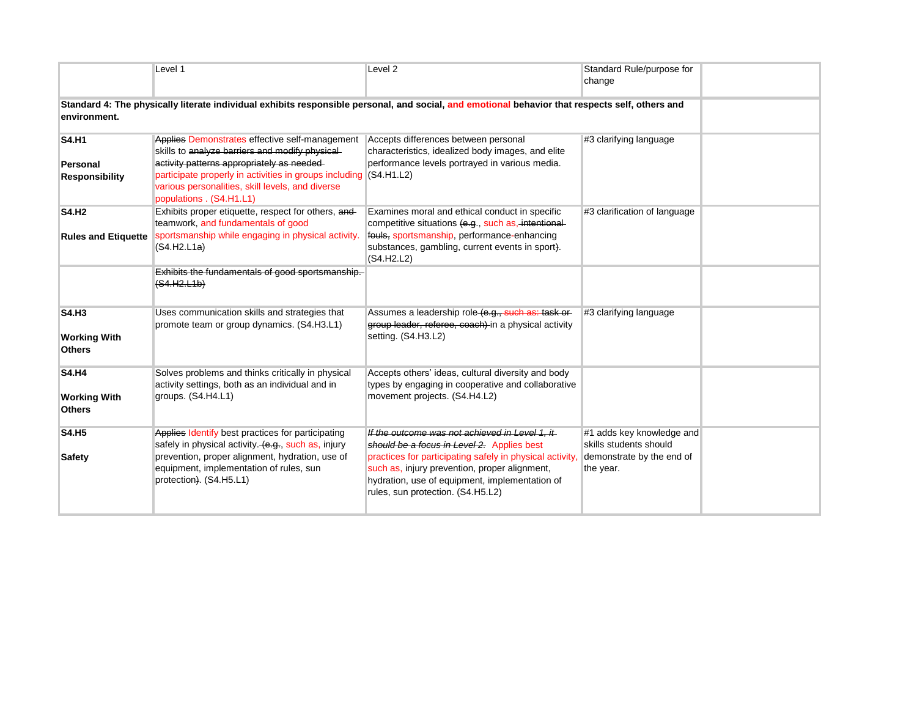| | Level 1 | Level 2 | Standard Rule/purpose for change | |
|---|---|---|---|---|
| **Standard 4: The physically literate individual exhibits responsible personal, ~~and~~ social, and emotional behavior that respects self, others and environment.** | | | | |
| **S4.H1**<br><br>**Personal Responsibility** | ~~Applies~~ Demonstrates effective self-management skills to ~~analyze barriers and modify physical activity patterns appropriately as needed~~ participate properly in activities in groups including various personalities, skill levels, and diverse populations . (S4.H1.L1) | Accepts differences between personal characteristics, idealized body images, and elite performance levels portrayed in various media. (S4.H1.L2) | #3 clarifying language | |
| **S4.H2**<br><br>**Rules and Etiquette** | Exhibits proper etiquette, respect for others, ~~and~~ teamwork, and fundamentals of good sportsmanship while engaging in physical activity. (S4.H2.L1~~a~~) | Examines moral and ethical conduct in specific competitive situations ~~(e.g.~~, such as, ~~intentional fouls,~~ sportsmanship, performance-enhancing substances, gambling, current events in sport~~)~~. (S4.H2.L2) | #3 clarification of language | |
| | ~~Exhibits the fundamentals of good sportsmanship. (S4.H2.L1b)~~ | | | |
| **S4.H3**<br><br>**Working With Others** | Uses communication skills and strategies that promote team or group dynamics. (S4.H3.L1) | Assumes a leadership role ~~(e.g., such as: task or group leader, referee, coach)~~ in a physical activity setting. (S4.H3.L2) | #3 clarifying language | |
| **S4.H4**<br><br>**Working With Others** | Solves problems and thinks critically in physical activity settings, both as an individual and in groups. (S4.H4.L1) | Accepts others' ideas, cultural diversity and body types by engaging in cooperative and collaborative movement projects. (S4.H4.L2) | | |
| **S4.H5**<br><br>**Safety** | ~~Applies~~ Identify best practices for participating safely in physical activity. ~~(e.g.,~~ such as, injury prevention, proper alignment, hydration, use of equipment, implementation of rules, sun protection~~)~~. (S4.H5.L1) | ~~*If the outcome was not achieved in Level 1, it should be a focus in Level 2.*~~ Applies best practices for participating safely in physical activity, such as, injury prevention, proper alignment, hydration, use of equipment, implementation of rules, sun protection. (S4.H5.L2) | #1 adds key knowledge and skills students should demonstrate by the end of the year. | |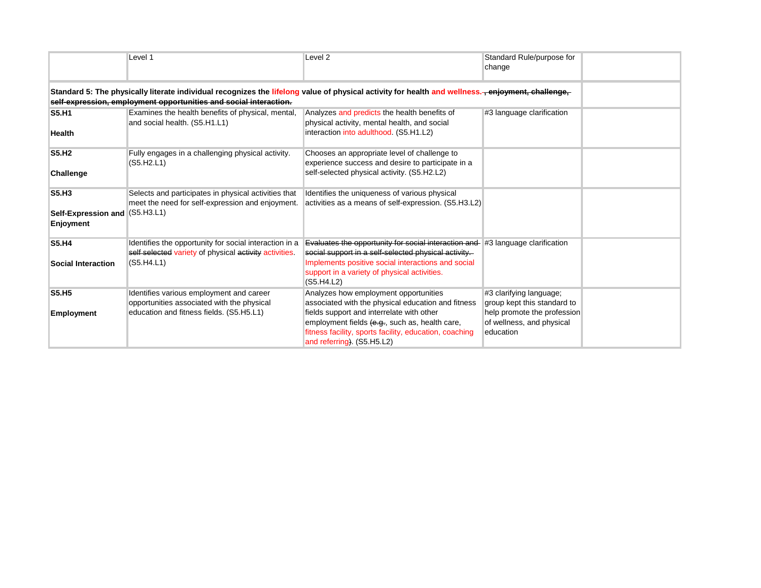| | Level 1 | Level 2 | Standard Rule/purpose for change | |
|---|---|---|---|---|
| **Standard 5: The physically literate individual recognizes the lifelong value of physical activity for health and wellness. ~~, enjoyment, challenge, self-expression, employment opportunities and social interaction.~~** | | | | |
| **S5.H1**<br><br>**Health** | Examines the health benefits of physical, mental, and social health. (S5.H1.L1) | Analyzes and predicts the health benefits of physical activity, mental health, and social interaction into adulthood. (S5.H1.L2) | #3 language clarification | |
| **S5.H2**<br><br>**Challenge** | Fully engages in a challenging physical activity. (S5.H2.L1) | Chooses an appropriate level of challenge to experience success and desire to participate in a self-selected physical activity. (S5.H2.L2) | | |
| **S5.H3**<br><br>**Self-Expression and Enjoyment** | Selects and participates in physical activities that meet the need for self-expression and enjoyment. (S5.H3.L1) | Identifies the uniqueness of various physical activities as a means of self-expression. (S5.H3.L2) | | |
| **S5.H4**<br><br>**Social Interaction** | Identifies the opportunity for social interaction in a ~~self selected~~ variety of physical ~~activity~~ activities. (S5.H4.L1) | ~~Evaluates the opportunity for social interaction and social support in a self-selected physical activity.~~ Implements positive social interactions and social support in a variety of physical activities. (S5.H4.L2) | #3 language clarification | |
| **S5.H5**<br><br>**Employment** | Identifies various employment and career opportunities associated with the physical education and fitness fields. (S5.H5.L1) | Analyzes how employment opportunities associated with the physical education and fitness fields support and interrelate with other employment fields ~~(e.g.~~, such as, health care, fitness facility, sports facility, education, coaching and referring~~)~~. (S5.H5.L2) | #3 clarifying language; group kept this standard to help promote the profession of wellness, and physical education | |